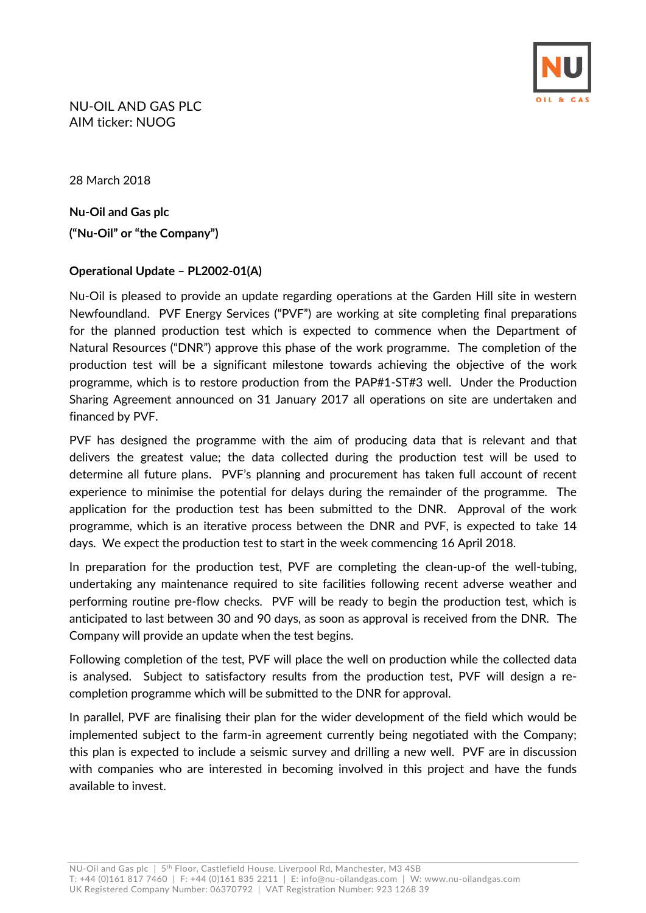NU-OIL AND GAS PLC
AIM ticker: NUOG

28 March 2018

**Nu-Oil and Gas plc**
**("Nu-Oil" or "the Company")**

**Operational Update – PL2002-01(A)**

Nu-Oil is pleased to provide an update regarding operations at the Garden Hill site in western Newfoundland. PVF Energy Services ("PVF") are working at site completing final preparations for the planned production test which is expected to commence when the Department of Natural Resources ("DNR") approve this phase of the work programme. The completion of the production test will be a significant milestone towards achieving the objective of the work programme, which is to restore production from the PAP#1-ST#3 well. Under the Production Sharing Agreement announced on 31 January 2017 all operations on site are undertaken and financed by PVF.

PVF has designed the programme with the aim of producing data that is relevant and that delivers the greatest value; the data collected during the production test will be used to determine all future plans. PVF's planning and procurement has taken full account of recent experience to minimise the potential for delays during the remainder of the programme. The application for the production test has been submitted to the DNR. Approval of the work programme, which is an iterative process between the DNR and PVF, is expected to take 14 days. We expect the production test to start in the week commencing 16 April 2018.

In preparation for the production test, PVF are completing the clean-up-of the well-tubing, undertaking any maintenance required to site facilities following recent adverse weather and performing routine pre-flow checks. PVF will be ready to begin the production test, which is anticipated to last between 30 and 90 days, as soon as approval is received from the DNR. The Company will provide an update when the test begins.

Following completion of the test, PVF will place the well on production while the collected data is analysed. Subject to satisfactory results from the production test, PVF will design a re-completion programme which will be submitted to the DNR for approval.

In parallel, PVF are finalising their plan for the wider development of the field which would be implemented subject to the farm-in agreement currently being negotiated with the Company; this plan is expected to include a seismic survey and drilling a new well. PVF are in discussion with companies who are interested in becoming involved in this project and have the funds available to invest.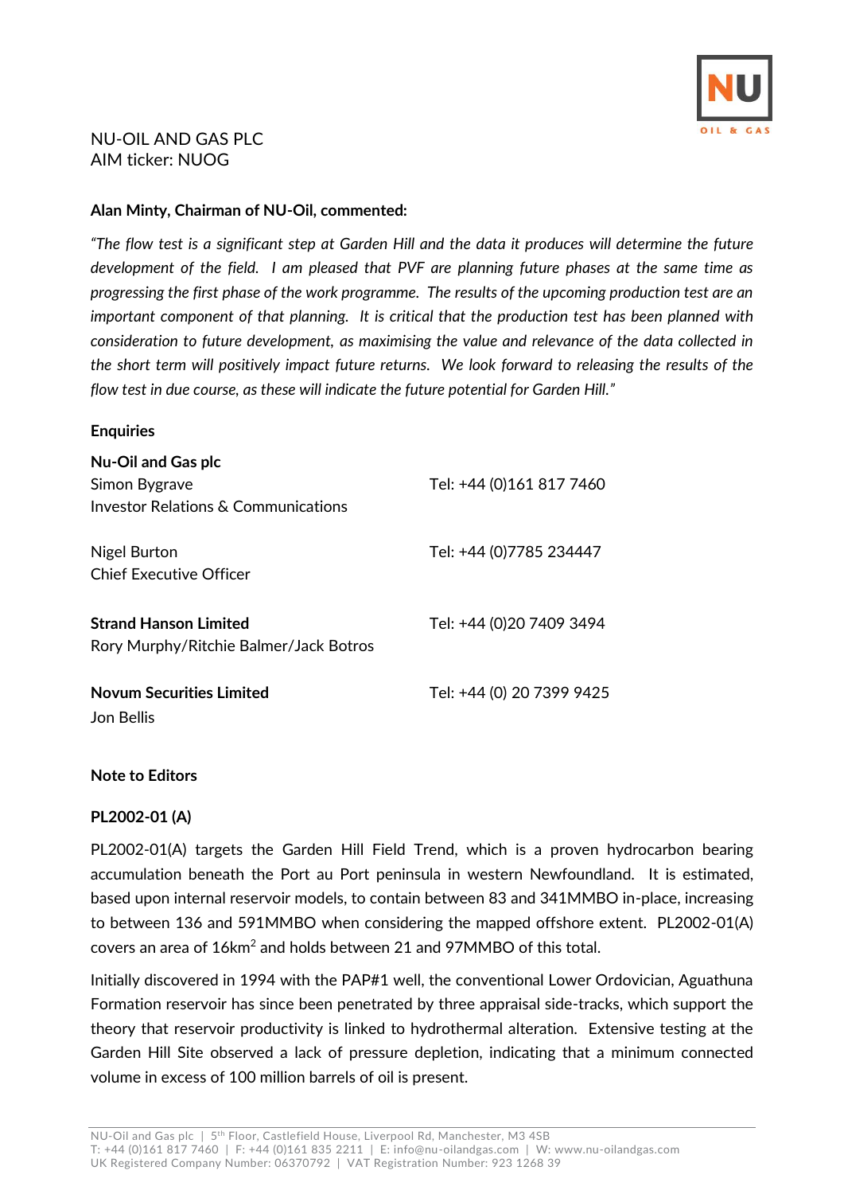NU-OIL AND GAS PLC
AIM ticker: NUOG

**Alan Minty, Chairman of NU-Oil, commented:**

*"The flow test is a significant step at Garden Hill and the data it produces will determine the future development of the field. I am pleased that PVF are planning future phases at the same time as progressing the first phase of the work programme. The results of the upcoming production test are an important component of that planning. It is critical that the production test has been planned with consideration to future development, as maximising the value and relevance of the data collected in the short term will positively impact future returns. We look forward to releasing the results of the flow test in due course, as these will indicate the future potential for Garden Hill."*

**Enquiries**

| | |
|---|---|
| **Nu-Oil and Gas plc** | |
| Simon Bygrave<br>Investor Relations & Communications | Tel: +44 (0)161 817 7460 |
| Nigel Burton<br>Chief Executive Officer | Tel: +44 (0)7785 234447 |
| **Strand Hanson Limited**<br>Rory Murphy/Ritchie Balmer/Jack Botros | Tel: +44 (0)20 7409 3494 |
| **Novum Securities Limited**<br>Jon Bellis | Tel: +44 (0) 20 7399 9425 |

**Note to Editors**

**PL2002-01 (A)**

PL2002-01(A) targets the Garden Hill Field Trend, which is a proven hydrocarbon bearing accumulation beneath the Port au Port peninsula in western Newfoundland. It is estimated, based upon internal reservoir models, to contain between 83 and 341MMBO in-place, increasing to between 136 and 591MMBO when considering the mapped offshore extent. PL2002-01(A) covers an area of 16km$^2$ and holds between 21 and 97MMBO of this total.

Initially discovered in 1994 with the PAP#1 well, the conventional Lower Ordovician, Aguathuna Formation reservoir has since been penetrated by three appraisal side-tracks, which support the theory that reservoir productivity is linked to hydrothermal alteration. Extensive testing at the Garden Hill Site observed a lack of pressure depletion, indicating that a minimum connected volume in excess of 100 million barrels of oil is present.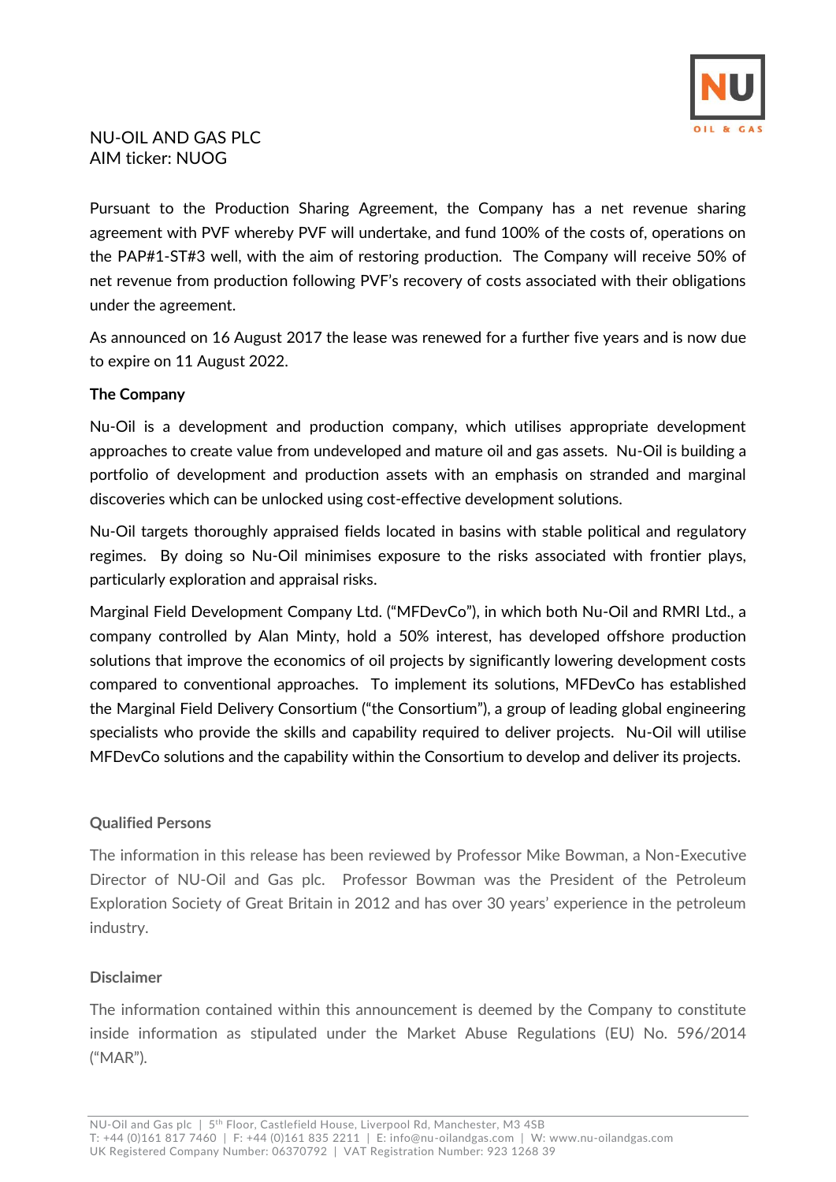NU-OIL AND GAS PLC
AIM ticker: NUOG

Pursuant to the Production Sharing Agreement, the Company has a net revenue sharing agreement with PVF whereby PVF will undertake, and fund 100% of the costs of, operations on the PAP#1-ST#3 well, with the aim of restoring production. The Company will receive 50% of net revenue from production following PVF's recovery of costs associated with their obligations under the agreement.

As announced on 16 August 2017 the lease was renewed for a further five years and is now due to expire on 11 August 2022.

**The Company**

Nu-Oil is a development and production company, which utilises appropriate development approaches to create value from undeveloped and mature oil and gas assets. Nu-Oil is building a portfolio of development and production assets with an emphasis on stranded and marginal discoveries which can be unlocked using cost-effective development solutions.

Nu-Oil targets thoroughly appraised fields located in basins with stable political and regulatory regimes. By doing so Nu-Oil minimises exposure to the risks associated with frontier plays, particularly exploration and appraisal risks.

Marginal Field Development Company Ltd. ("MFDevCo"), in which both Nu-Oil and RMRI Ltd., a company controlled by Alan Minty, hold a 50% interest, has developed offshore production solutions that improve the economics of oil projects by significantly lowering development costs compared to conventional approaches. To implement its solutions, MFDevCo has established the Marginal Field Delivery Consortium ("the Consortium"), a group of leading global engineering specialists who provide the skills and capability required to deliver projects. Nu-Oil will utilise MFDevCo solutions and the capability within the Consortium to develop and deliver its projects.

**Qualified Persons**

The information in this release has been reviewed by Professor Mike Bowman, a Non-Executive Director of NU-Oil and Gas plc. Professor Bowman was the President of the Petroleum Exploration Society of Great Britain in 2012 and has over 30 years' experience in the petroleum industry.

**Disclaimer**

The information contained within this announcement is deemed by the Company to constitute inside information as stipulated under the Market Abuse Regulations (EU) No. 596/2014 ("MAR").